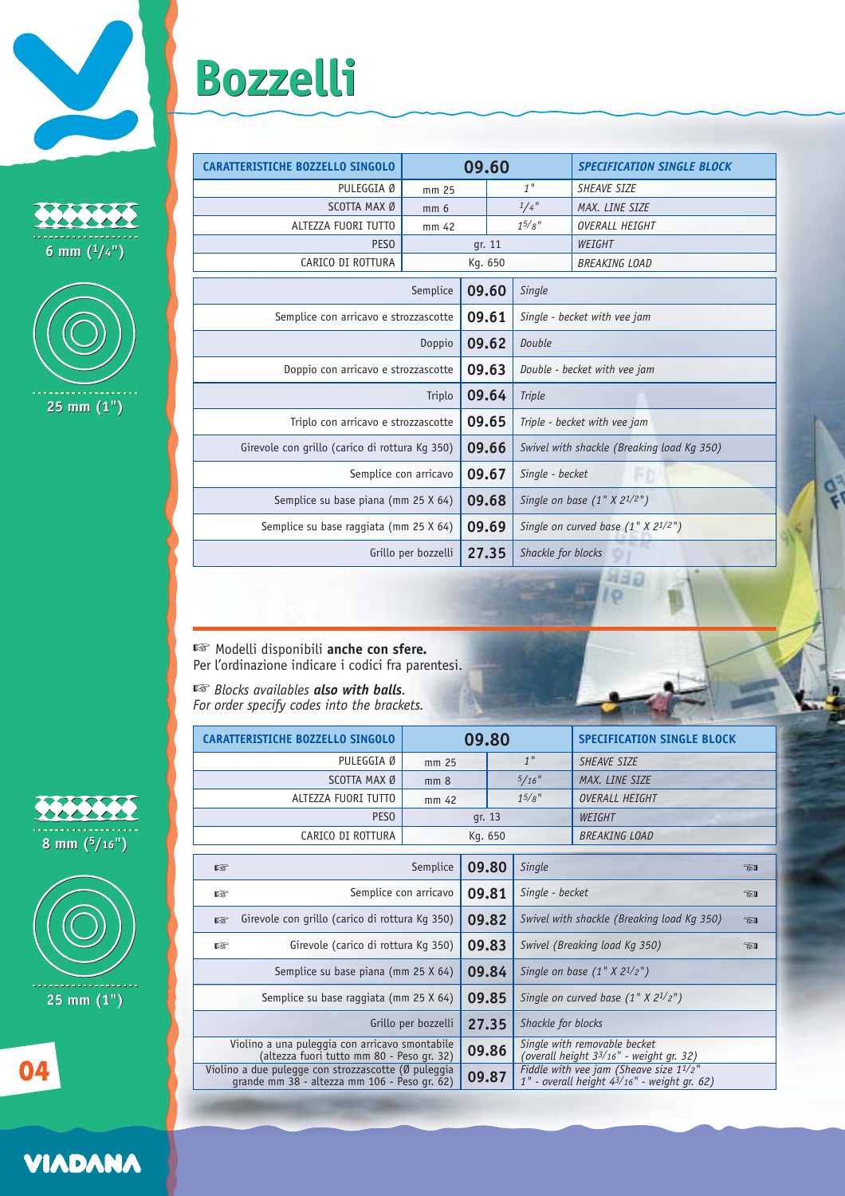# Bozzelli

6 mm ($^1/_4$")

25 mm (1")

| CARATTERISTICHE BOZZELLO SINGOLO | 09.60 | | SPECIFICATION SINGLE BLOCK |
|---|---|---|---|
| PULEGGIA Ø | mm 25 | 1" | SHEAVE SIZE |
| SCOTTA MAX Ø | mm 6 | $^1/_4$" | MAX. LINE SIZE |
| ALTEZZA FUORI TUTTO | mm 42 | $1^5/_8$" | OVERALL HEIGHT |
| PESO | gr. 11 | | WEIGHT |
| CARICO DI ROTTURA | Kg. 650 | | BREAKING LOAD |

| Italiano | Codice | English |
|---|---|---|
| Semplice | 09.60 | Single |
| Semplice con arricavo e strozzascotte | 09.61 | Single - becket with vee jam |
| Doppio | 09.62 | Double |
| Doppio con arricavo e strozzascotte | 09.63 | Double - becket with vee jam |
| Triplo | 09.64 | Triple |
| Triplo con arricavo e strozzascotte | 09.65 | Triple - becket with vee jam |
| Girevole con grillo (carico di rottura Kg 350) | 09.66 | Swivel with shackle (Breaking load Kg 350) |
| Semplice con arricavo | 09.67 | Single - becket |
| Semplice su base piana (mm 25 X 64) | 09.68 | Single on base (1" X $2^1/_2$") |
| Semplice su base raggiata (mm 25 X 64) | 09.69 | Single on curved base (1" X $2^1/_2$") |
| Grillo per bozzelli | 27.35 | Shackle for blocks |

☞ Modelli disponibili **anche con sfere.**
Per l'ordinazione indicare i codici fra parentesi.

☞ *Blocks availables **also with balls**.*
*For order specify codes into the brackets.*

8 mm ($^5/_{16}$")

25 mm (1")

| CARATTERISTICHE BOZZELLO SINGOLO | 09.80 | | SPECIFICATION SINGLE BLOCK |
|---|---|---|---|
| PULEGGIA Ø | mm 25 | 1" | SHEAVE SIZE |
| SCOTTA MAX Ø | mm 8 | $^5/_{16}$" | MAX. LINE SIZE |
| ALTEZZA FUORI TUTTO | mm 42 | $1^5/_8$" | OVERALL HEIGHT |
| PESO | gr. 13 | | WEIGHT |
| CARICO DI ROTTURA | Kg. 650 | | BREAKING LOAD |

| Italiano | Codice | English |
|---|---|---|
| ☞ Semplice | 09.80 | Single ☞ |
| ☞ Semplice con arricavo | 09.81 | Single - becket ☞ |
| ☞ Girevole con grillo (carico di rottura Kg 350) | 09.82 | Swivel with shackle (Breaking load Kg 350) ☞ |
| ☞ Girevole (carico di rottura Kg 350) | 09.83 | Swivel (Breaking load Kg 350) ☞ |
| Semplice su base piana (mm 25 X 64) | 09.84 | Single on base (1" X $2^1/_2$") |
| Semplice su base raggiata (mm 25 X 64) | 09.85 | Single on curved base (1" X $2^1/_2$") |
| Grillo per bozzelli | 27.35 | Shackle for blocks |
| Violino a una puleggia con arricavo smontabile (altezza fuori tutto mm 80 - Peso gr. 32) | 09.86 | Single with removable becket (overall height $3^3/_{16}$" - weight gr. 32) |
| Violino a due pulegge con strozzascotte (Ø puleggia grande mm 38 - altezza mm 106 - Peso gr. 62) | 09.87 | Fiddle with vee jam (Sheave size $1^1/_2$" 1" - overall height $4^3/_{16}$" - weight gr. 62) |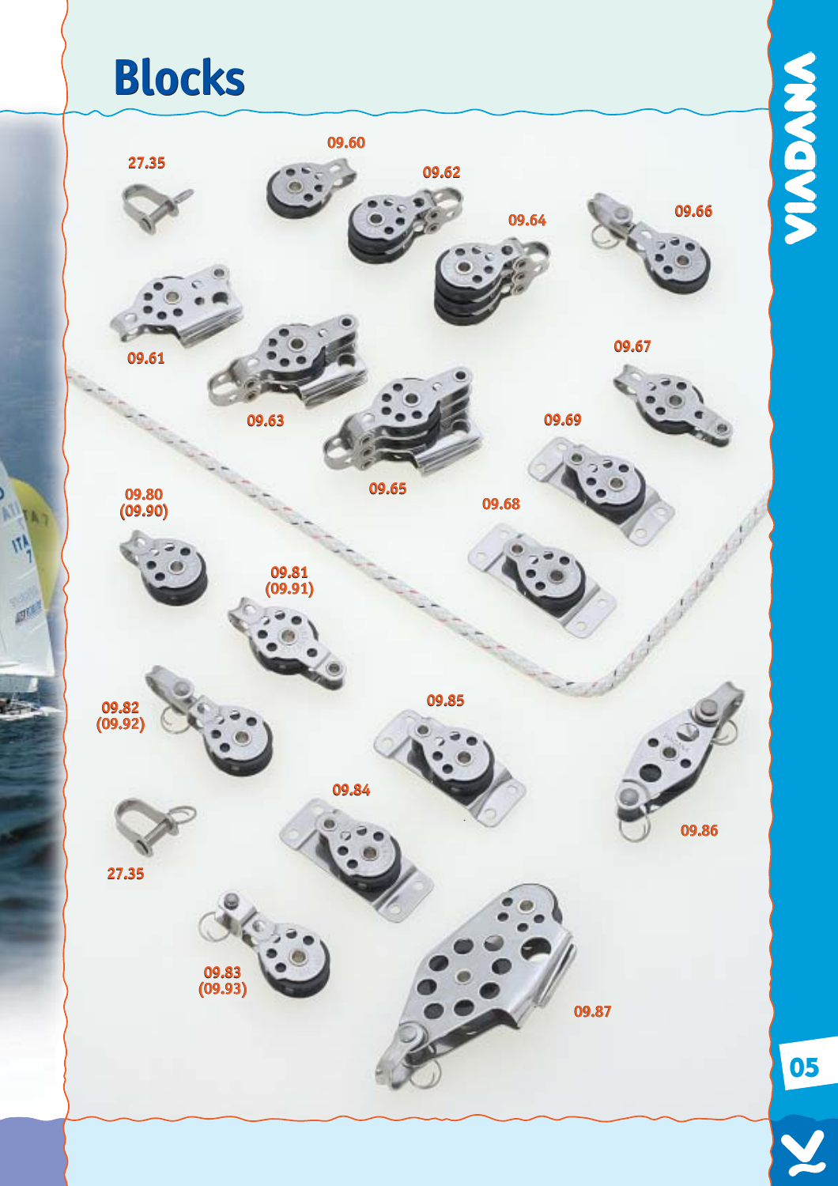# Blocks

27.35

09.60

09.62

09.64

09.66

09.61

09.63

09.67

09.65

09.69

09.68

09.80
(09.90)

09.81
(09.91)

09.82
(09.92)

09.85

09.86

09.84

27.35

09.83
(09.93)

09.87